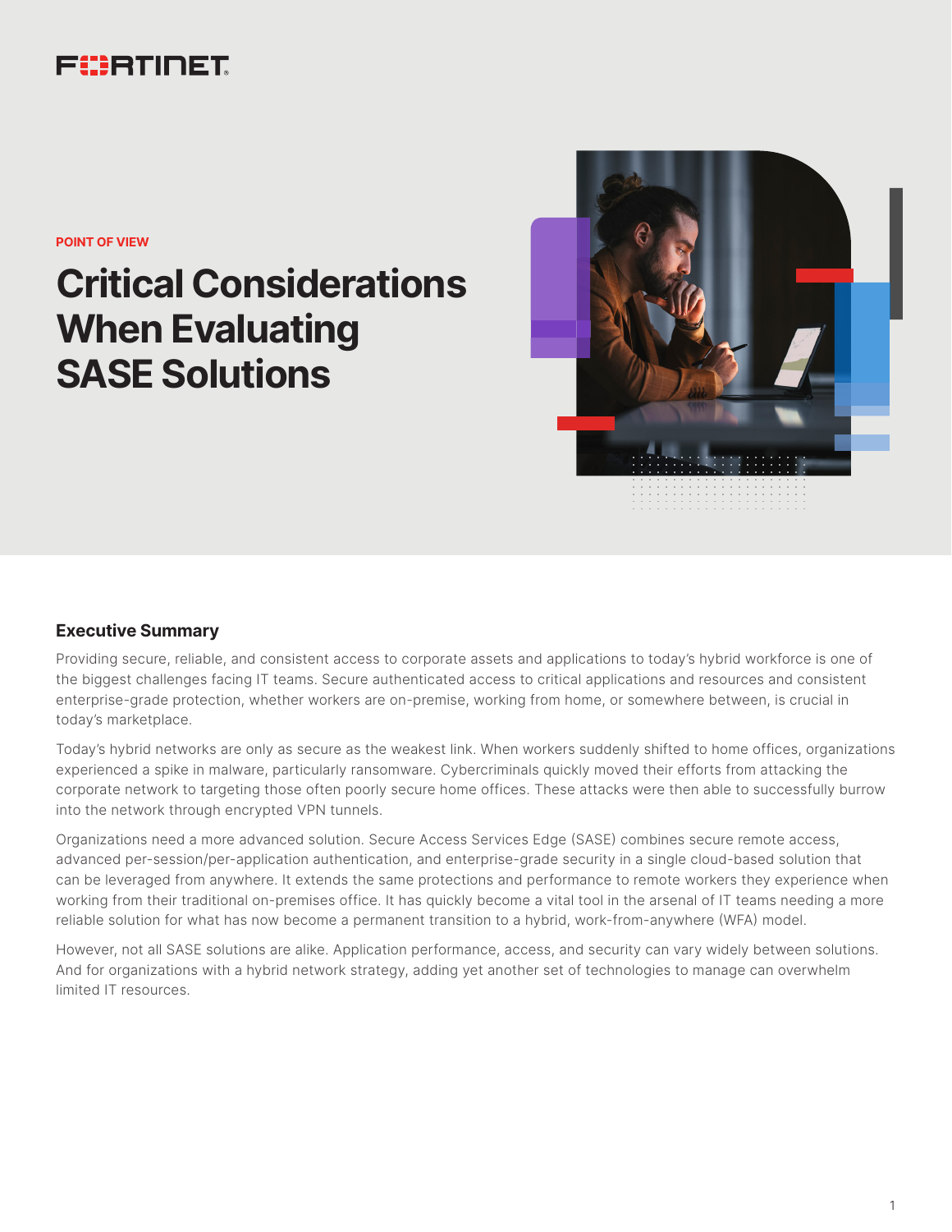POINT OF VIEW

# Critical Considerations When Evaluating SASE Solutions

## Executive Summary

Providing secure, reliable, and consistent access to corporate assets and applications to today's hybrid workforce is one of the biggest challenges facing IT teams. Secure authenticated access to critical applications and resources and consistent enterprise-grade protection, whether workers are on-premise, working from home, or somewhere between, is crucial in today's marketplace.

Today's hybrid networks are only as secure as the weakest link. When workers suddenly shifted to home offices, organizations experienced a spike in malware, particularly ransomware. Cybercriminals quickly moved their efforts from attacking the corporate network to targeting those often poorly secure home offices. These attacks were then able to successfully burrow into the network through encrypted VPN tunnels.

Organizations need a more advanced solution. Secure Access Services Edge (SASE) combines secure remote access, advanced per-session/per-application authentication, and enterprise-grade security in a single cloud-based solution that can be leveraged from anywhere. It extends the same protections and performance to remote workers they experience when working from their traditional on-premises office. It has quickly become a vital tool in the arsenal of IT teams needing a more reliable solution for what has now become a permanent transition to a hybrid, work-from-anywhere (WFA) model.

However, not all SASE solutions are alike. Application performance, access, and security can vary widely between solutions. And for organizations with a hybrid network strategy, adding yet another set of technologies to manage can overwhelm limited IT resources.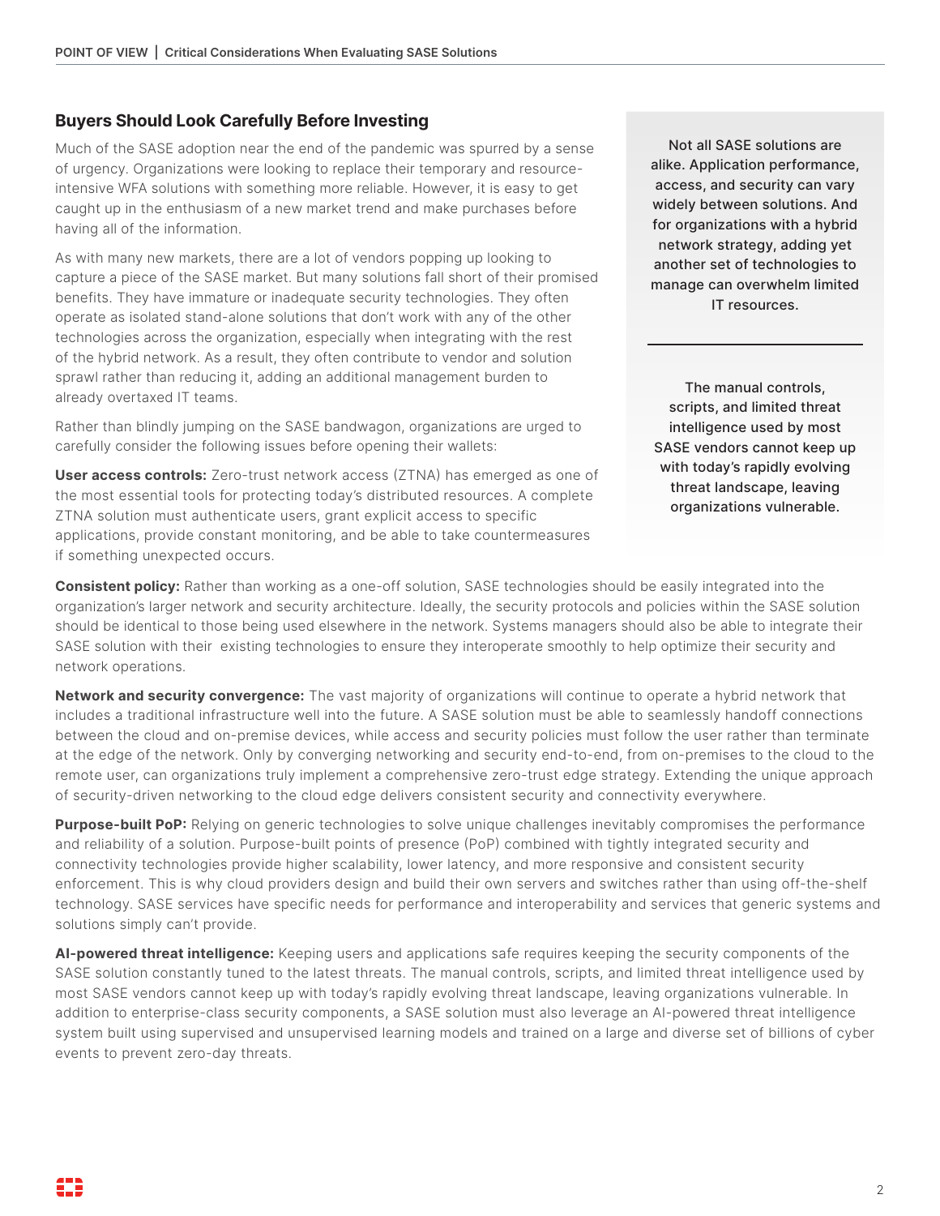## Buyers Should Look Carefully Before Investing

Much of the SASE adoption near the end of the pandemic was spurred by a sense of urgency. Organizations were looking to replace their temporary and resource-intensive WFA solutions with something more reliable. However, it is easy to get caught up in the enthusiasm of a new market trend and make purchases before having all of the information.

As with many new markets, there are a lot of vendors popping up looking to capture a piece of the SASE market. But many solutions fall short of their promised benefits. They have immature or inadequate security technologies. They often operate as isolated stand-alone solutions that don't work with any of the other technologies across the organization, especially when integrating with the rest of the hybrid network. As a result, they often contribute to vendor and solution sprawl rather than reducing it, adding an additional management burden to already overtaxed IT teams.

> Not all SASE solutions are alike. Application performance, access, and security can vary widely between solutions. And for organizations with a hybrid network strategy, adding yet another set of technologies to manage can overwhelm limited IT resources.

> The manual controls, scripts, and limited threat intelligence used by most SASE vendors cannot keep up with today's rapidly evolving threat landscape, leaving organizations vulnerable.

Rather than blindly jumping on the SASE bandwagon, organizations are urged to carefully consider the following issues before opening their wallets:

**User access controls:** Zero-trust network access (ZTNA) has emerged as one of the most essential tools for protecting today's distributed resources. A complete ZTNA solution must authenticate users, grant explicit access to specific applications, provide constant monitoring, and be able to take countermeasures if something unexpected occurs.

**Consistent policy:** Rather than working as a one-off solution, SASE technologies should be easily integrated into the organization's larger network and security architecture. Ideally, the security protocols and policies within the SASE solution should be identical to those being used elsewhere in the network. Systems managers should also be able to integrate their SASE solution with their existing technologies to ensure they interoperate smoothly to help optimize their security and network operations.

**Network and security convergence:** The vast majority of organizations will continue to operate a hybrid network that includes a traditional infrastructure well into the future. A SASE solution must be able to seamlessly handoff connections between the cloud and on-premise devices, while access and security policies must follow the user rather than terminate at the edge of the network. Only by converging networking and security end-to-end, from on-premises to the cloud to the remote user, can organizations truly implement a comprehensive zero-trust edge strategy. Extending the unique approach of security-driven networking to the cloud edge delivers consistent security and connectivity everywhere.

**Purpose-built PoP:** Relying on generic technologies to solve unique challenges inevitably compromises the performance and reliability of a solution. Purpose-built points of presence (PoP) combined with tightly integrated security and connectivity technologies provide higher scalability, lower latency, and more responsive and consistent security enforcement. This is why cloud providers design and build their own servers and switches rather than using off-the-shelf technology. SASE services have specific needs for performance and interoperability and services that generic systems and solutions simply can't provide.

**AI-powered threat intelligence:** Keeping users and applications safe requires keeping the security components of the SASE solution constantly tuned to the latest threats. The manual controls, scripts, and limited threat intelligence used by most SASE vendors cannot keep up with today's rapidly evolving threat landscape, leaving organizations vulnerable. In addition to enterprise-class security components, a SASE solution must also leverage an AI-powered threat intelligence system built using supervised and unsupervised learning models and trained on a large and diverse set of billions of cyber events to prevent zero-day threats.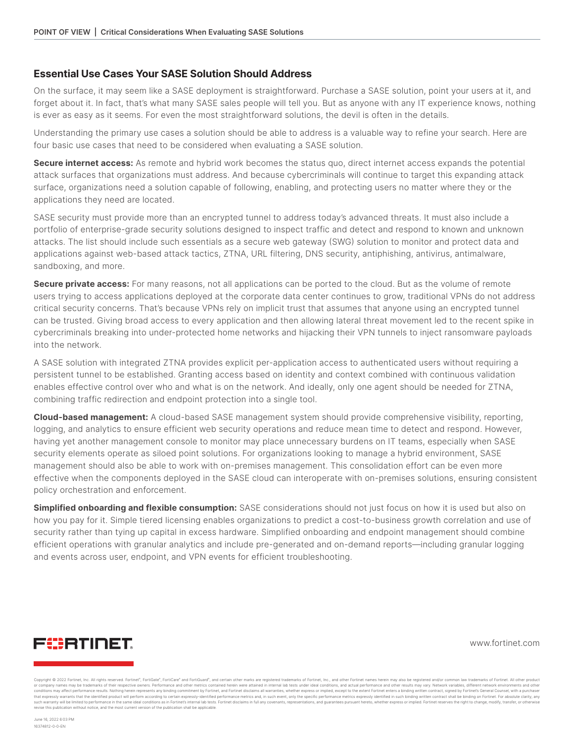## Essential Use Cases Your SASE Solution Should Address

On the surface, it may seem like a SASE deployment is straightforward. Purchase a SASE solution, point your users at it, and forget about it. In fact, that's what many SASE sales people will tell you. But as anyone with any IT experience knows, nothing is ever as easy as it seems. For even the most straightforward solutions, the devil is often in the details.

Understanding the primary use cases a solution should be able to address is a valuable way to refine your search. Here are four basic use cases that need to be considered when evaluating a SASE solution.

**Secure internet access:** As remote and hybrid work becomes the status quo, direct internet access expands the potential attack surfaces that organizations must address. And because cybercriminals will continue to target this expanding attack surface, organizations need a solution capable of following, enabling, and protecting users no matter where they or the applications they need are located.

SASE security must provide more than an encrypted tunnel to address today's advanced threats. It must also include a portfolio of enterprise-grade security solutions designed to inspect traffic and detect and respond to known and unknown attacks. The list should include such essentials as a secure web gateway (SWG) solution to monitor and protect data and applications against web-based attack tactics, ZTNA, URL filtering, DNS security, antiphishing, antivirus, antimalware, sandboxing, and more.

**Secure private access:** For many reasons, not all applications can be ported to the cloud. But as the volume of remote users trying to access applications deployed at the corporate data center continues to grow, traditional VPNs do not address critical security concerns. That's because VPNs rely on implicit trust that assumes that anyone using an encrypted tunnel can be trusted. Giving broad access to every application and then allowing lateral threat movement led to the recent spike in cybercriminals breaking into under-protected home networks and hijacking their VPN tunnels to inject ransomware payloads into the network.

A SASE solution with integrated ZTNA provides explicit per-application access to authenticated users without requiring a persistent tunnel to be established. Granting access based on identity and context combined with continuous validation enables effective control over who and what is on the network. And ideally, only one agent should be needed for ZTNA, combining traffic redirection and endpoint protection into a single tool.

**Cloud-based management:** A cloud-based SASE management system should provide comprehensive visibility, reporting, logging, and analytics to ensure efficient web security operations and reduce mean time to detect and respond. However, having yet another management console to monitor may place unnecessary burdens on IT teams, especially when SASE security elements operate as siloed point solutions. For organizations looking to manage a hybrid environment, SASE management should also be able to work with on-premises management. This consolidation effort can be even more effective when the components deployed in the SASE cloud can interoperate with on-premises solutions, ensuring consistent policy orchestration and enforcement.

**Simplified onboarding and flexible consumption:** SASE considerations should not just focus on how it is used but also on how you pay for it. Simple tiered licensing enables organizations to predict a cost-to-business growth correlation and use of security rather than tying up capital in excess hardware. Simplified onboarding and endpoint management should combine efficient operations with granular analytics and include pre-generated and on-demand reports—including granular logging and events across user, endpoint, and VPN events for efficient troubleshooting.

FORTINET

www.fortinet.com

Copyright © 2022 Fortinet, Inc. All rights reserved. Fortinet®, FortiGate®, FortiCare® and FortiGuard®, and certain other marks are registered trademarks of Fortinet, Inc., and other Fortinet names herein may also be registered and/or common law trademarks of Fortinet. All other product or company names may be trademarks of their respective owners. Performance and other metrics contained herein were attained in internal lab tests under ideal conditions, and actual performance and other results may vary. Network variables, different network environments and other conditions may affect performance results. Nothing herein represents any binding commitment by Fortinet, and Fortinet disclaims all warranties, whether express or implied, except to the extent Fortinet enters a binding written contract, signed by Fortinet's General Counsel, with a purchaser that expressly warrants that the identified product will perform according to certain expressly-identified performance metrics and, in such event, only the specific performance metrics expressly identified in such binding written contract shall be binding on Fortinet. For absolute clarity, any such warranty will be limited to performance in the same ideal conditions as in Fortinet's internal lab tests. Fortinet disclaims in full any covenants, representations, and guarantees pursuant hereto, whether express or implied. Fortinet reserves the right to change, modify, transfer, or otherwise revise this publication without notice, and the most current version of the publication shall be applicable.

June 16, 2022 6:03 PM
16374812-0-0-EN